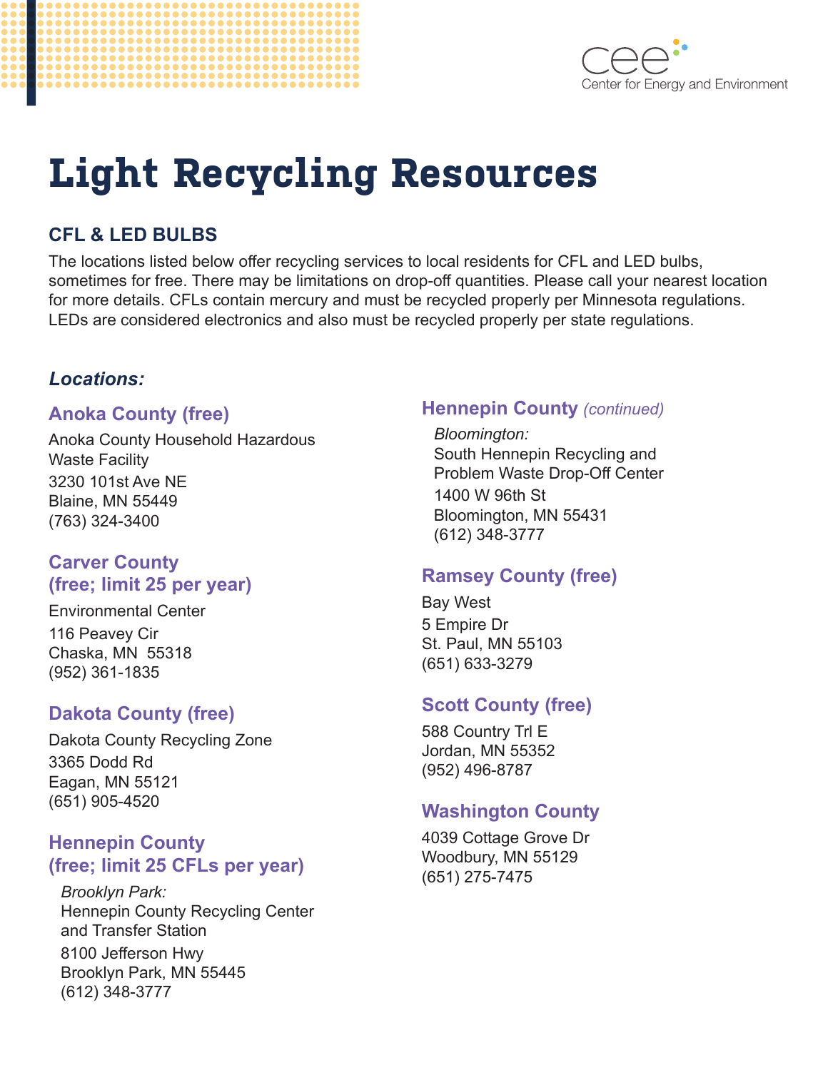Center for Energy and Environment

# Light Recycling Resources

## CFL & LED BULBS

The locations listed below offer recycling services to local residents for CFL and LED bulbs, sometimes for free. There may be limitations on drop-off quantities. Please call your nearest location for more details. CFLs contain mercury and must be recycled properly per Minnesota regulations. LEDs are considered electronics and also must be recycled properly per state regulations.

### *Locations:*

### Anoka County (free)

Anoka County Household Hazardous Waste Facility
3230 101st Ave NE
Blaine, MN 55449
(763) 324-3400

### Carver County (free; limit 25 per year)

Environmental Center
116 Peavey Cir
Chaska, MN 55318
(952) 361-1835

### Dakota County (free)

Dakota County Recycling Zone
3365 Dodd Rd
Eagan, MN 55121
(651) 905-4520

### Hennepin County (free; limit 25 CFLs per year)

*Brooklyn Park:*
Hennepin County Recycling Center and Transfer Station
8100 Jefferson Hwy
Brooklyn Park, MN 55445
(612) 348-3777

### Hennepin County *(continued)*

*Bloomington:*
South Hennepin Recycling and Problem Waste Drop-Off Center
1400 W 96th St
Bloomington, MN 55431
(612) 348-3777

### Ramsey County (free)

Bay West
5 Empire Dr
St. Paul, MN 55103
(651) 633-3279

### Scott County (free)

588 Country Trl E
Jordan, MN 55352
(952) 496-8787

### Washington County

4039 Cottage Grove Dr
Woodbury, MN 55129
(651) 275-7475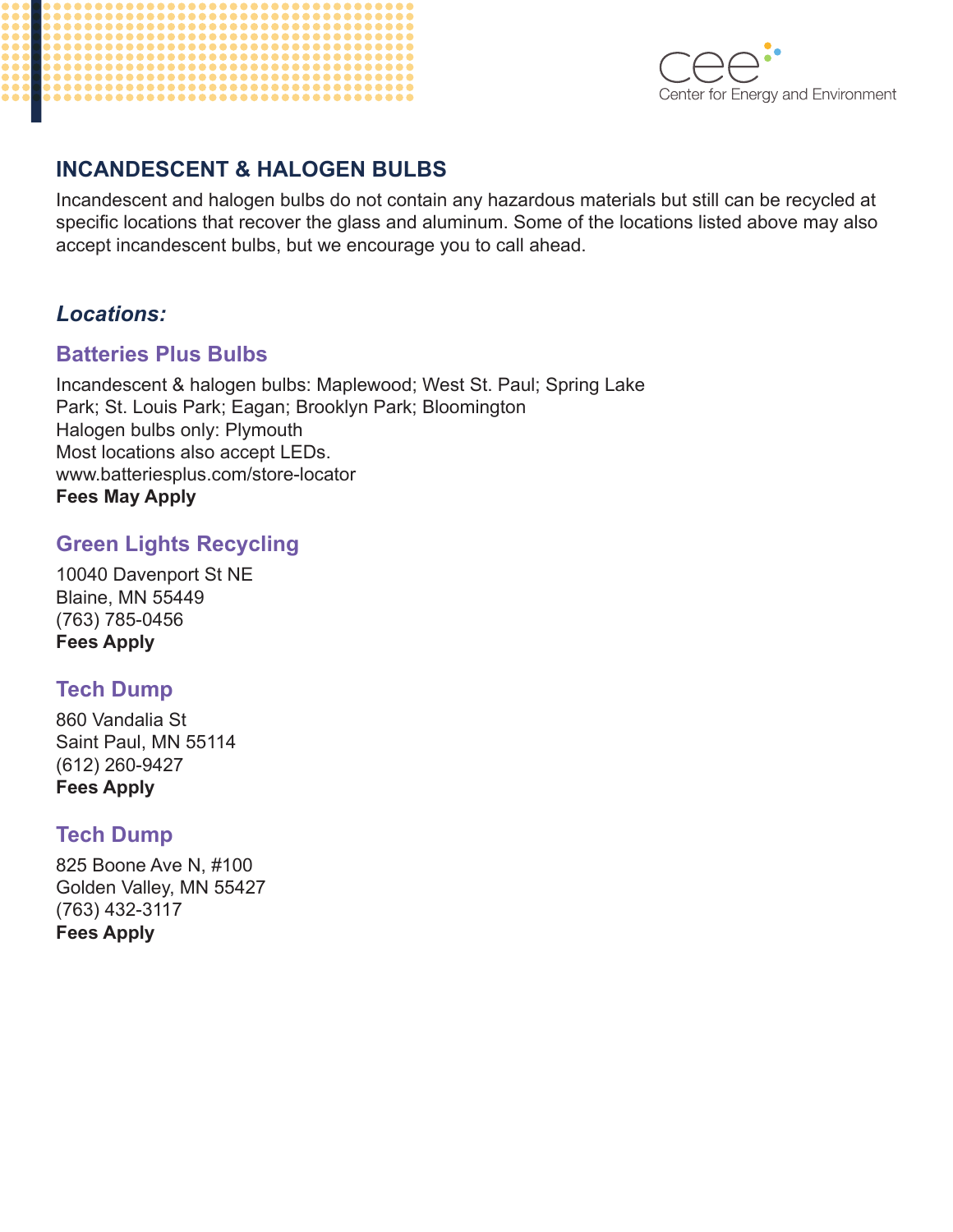## INCANDESCENT & HALOGEN BULBS

Incandescent and halogen bulbs do not contain any hazardous materials but still can be recycled at specific locations that recover the glass and aluminum. Some of the locations listed above may also accept incandescent bulbs, but we encourage you to call ahead.

### *Locations:*

### Batteries Plus Bulbs

Incandescent & halogen bulbs: Maplewood; West St. Paul; Spring Lake Park; St. Louis Park; Eagan; Brooklyn Park; Bloomington
Halogen bulbs only: Plymouth
Most locations also accept LEDs.
www.batteriesplus.com/store-locator
**Fees May Apply**

### Green Lights Recycling

10040 Davenport St NE
Blaine, MN 55449
(763) 785-0456
**Fees Apply**

### Tech Dump

860 Vandalia St
Saint Paul, MN 55114
(612) 260-9427
**Fees Apply**

### Tech Dump

825 Boone Ave N, #100
Golden Valley, MN 55427
(763) 432-3117
**Fees Apply**